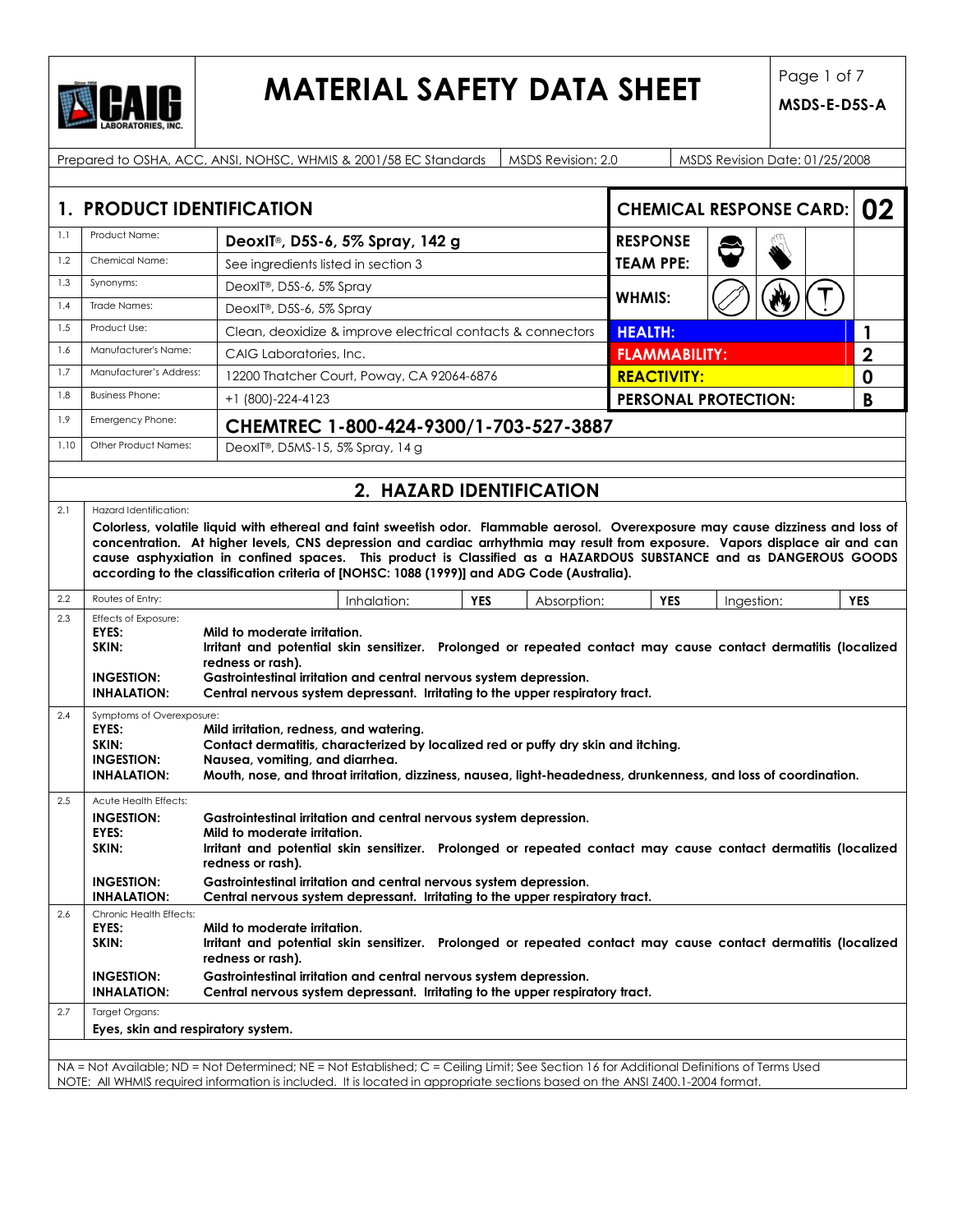# MATERIAL SAFETY DATA SHEET

**MSDS-E-D5S-A**

| Prepared to OSHA, ACC, ANSI, NOHSC, WHMIS & 2001/58 EC Standards | MSDS Revision: 2.0 | MSDS Revision Date: 01/25/2008 |
|---|---|---|

## 1. PRODUCT IDENTIFICATION

| | | |
|---|---|---|
| 1.1 | Product Name: | **DeoxIT®, D5S-6, 5% Spray, 142 g** |
| 1.2 | Chemical Name: | See ingredients listed in section 3 |
| 1.3 | Synonyms: | DeoxIT®, D5S-6, 5% Spray |
| 1.4 | Trade Names: | DeoxIT®, D5S-6, 5% Spray |
| 1.5 | Product Use: | Clean, deoxidize & improve electrical contacts & connectors |
| 1.6 | Manufacturer's Name: | CAIG Laboratories, Inc. |
| 1.7 | Manufacturer's Address: | 12200 Thatcher Court, Poway, CA 92064-6876 |
| 1.8 | Business Phone: | +1 (800)-224-4123 |
| 1.9 | Emergency Phone: | **CHEMTREC 1-800-424-9300/1-703-527-3887** |
| 1.10 | Other Product Names: | DeoxIT®, D5MS-15, 5% Spray, 14 g |

| CHEMICAL RESPONSE CARD: | 02 |
|---|---|
| RESPONSE TEAM PPE: | |
| WHMIS: | |
| HEALTH: | 1 |
| FLAMMABILITY: | 2 |
| REACTIVITY: | 0 |
| PERSONAL PROTECTION: | B |

## 2. HAZARD IDENTIFICATION

**2.1 Hazard Identification:**

**Colorless, volatile liquid with ethereal and faint sweetish odor. Flammable aerosol. Overexposure may cause dizziness and loss of concentration. At higher levels, CNS depression and cardiac arrhythmia may result from exposure. Vapors displace air and can cause asphyxiation in confined spaces. This product is Classified as a HAZARDOUS SUBSTANCE and as DANGEROUS GOODS according to the classification criteria of [NOHSC: 1088 (1999)] and ADG Code (Australia).**

| 2.2 | Routes of Entry: | Inhalation: | **YES** | Absorption: | **YES** | Ingestion: | **YES** |
|---|---|---|---|---|---|---|---|

**2.3 Effects of Exposure:**

- **EYES:** **Mild to moderate irritation.**
- **SKIN:** **Irritant and potential skin sensitizer. Prolonged or repeated contact may cause contact dermatitis (localized redness or rash).**
- **INGESTION:** **Gastrointestinal irritation and central nervous system depression.**
- **INHALATION:** **Central nervous system depressant. Irritating to the upper respiratory tract.**

**2.4 Symptoms of Overexposure:**

- **EYES:** **Mild irritation, redness, and watering.**
- **SKIN:** **Contact dermatitis, characterized by localized red or puffy dry skin and itching.**
- **INGESTION:** **Nausea, vomiting, and diarrhea.**
- **INHALATION:** **Mouth, nose, and throat irritation, dizziness, nausea, light-headedness, drunkenness, and loss of coordination.**

**2.5 Acute Health Effects:**

- **INGESTION:** **Gastrointestinal irritation and central nervous system depression.**
- **EYES:** **Mild to moderate irritation.**
- **SKIN:** **Irritant and potential skin sensitizer. Prolonged or repeated contact may cause contact dermatitis (localized redness or rash).**
- **INGESTION:** **Gastrointestinal irritation and central nervous system depression.**
- **INHALATION:** **Central nervous system depressant. Irritating to the upper respiratory tract.**

**2.6 Chronic Health Effects:**

- **EYES:** **Mild to moderate irritation.**
- **SKIN:** **Irritant and potential skin sensitizer. Prolonged or repeated contact may cause contact dermatitis (localized redness or rash).**
- **INGESTION:** **Gastrointestinal irritation and central nervous system depression.**
- **INHALATION:** **Central nervous system depressant. Irritating to the upper respiratory tract.**

**2.7 Target Organs:**

**Eyes, skin and respiratory system.**

NA = Not Available; ND = Not Determined; NE = Not Established; C = Ceiling Limit; See Section 16 for Additional Definitions of Terms Used
NOTE: All WHMIS required information is included. It is located in appropriate sections based on the ANSI Z400.1-2004 format.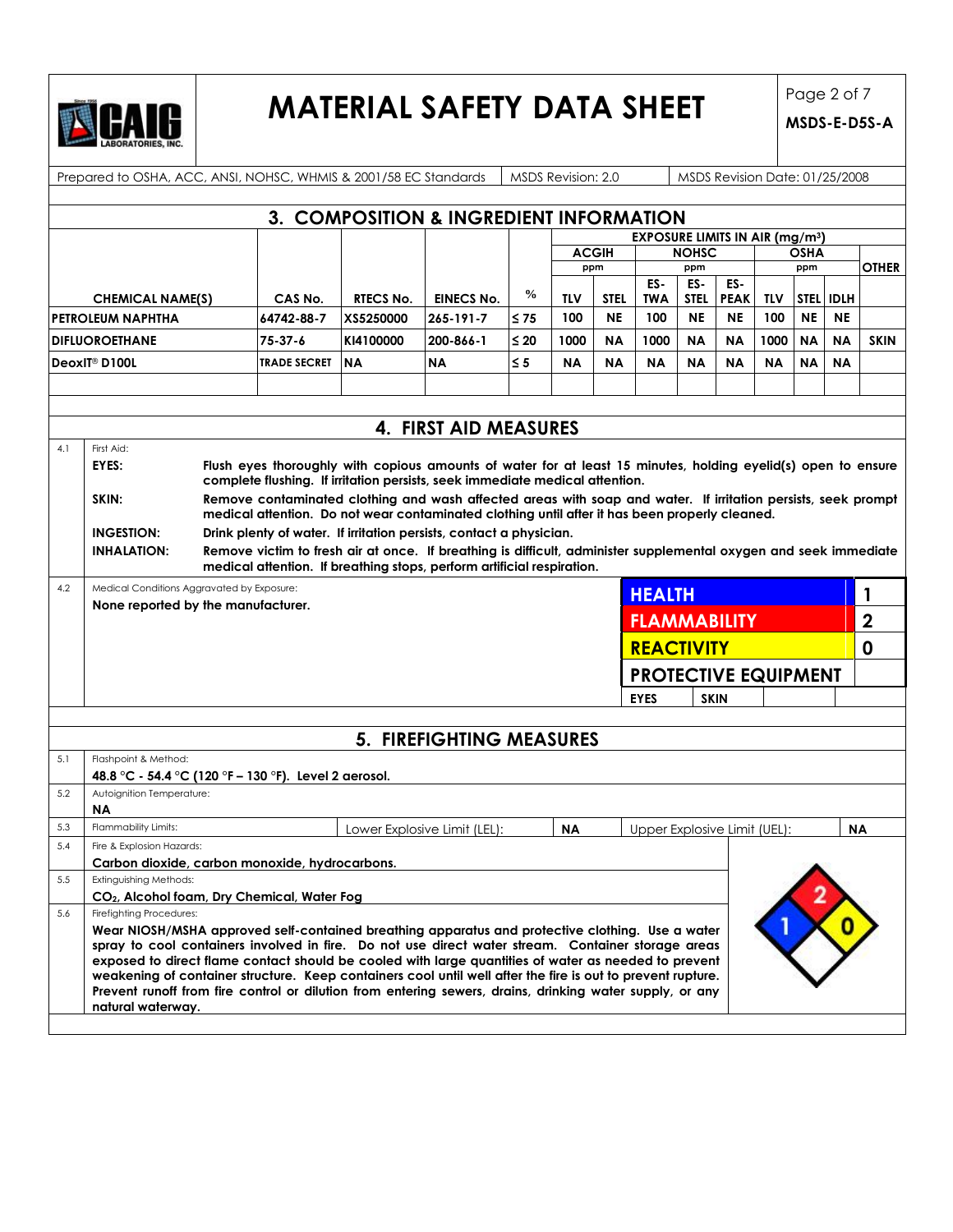Prepared to OSHA, ACC, ANSI, NOHSC, WHMIS & 2001/58 EC Standards | MSDS Revision: 2.0 | MSDS Revision Date: 01/25/2008

## 3. COMPOSITION & INGREDIENT INFORMATION

| CHEMICAL NAME(S) | CAS No. | RTECS No. | EINECS No. | % | ACGIH ppm TLV | ACGIH ppm STEL | NOHSC ppm ES-TWA | NOHSC ppm ES-STEL | NOHSC ppm ES-PEAK | OSHA ppm TLV | OSHA ppm STEL | OSHA ppm IDLH | OTHER |
|---|---|---|---|---|---|---|---|---|---|---|---|---|---|
| PETROLEUM NAPHTHA | 64742-88-7 | XS5250000 | 265-191-7 | ≤ 75 | 100 | NE | 100 | NE | NE | 100 | NE | NE | |
| DIFLUOROETHANE | 75-37-6 | KI4100000 | 200-866-1 | ≤ 20 | 1000 | NA | 1000 | NA | NA | 1000 | NA | NA | SKIN |
| DeoxIT® D100L | TRADE SECRET | NA | NA | ≤ 5 | NA | NA | NA | NA | NA | NA | NA | NA | |

EXPOSURE LIMITS IN AIR ($mg/m^3$)

## 4. FIRST AID MEASURES

4.1 First Aid:

**EYES:** **Flush eyes thoroughly with copious amounts of water for at least 15 minutes, holding eyelid(s) open to ensure complete flushing. If irritation persists, seek immediate medical attention.**

**SKIN:** **Remove contaminated clothing and wash affected areas with soap and water. If irritation persists, seek prompt medical attention. Do not wear contaminated clothing until after it has been properly cleaned.**

**INGESTION:** **Drink plenty of water. If irritation persists, contact a physician.**

**INHALATION:** **Remove victim to fresh air at once. If breathing is difficult, administer supplemental oxygen and seek immediate medical attention. If breathing stops, perform artificial respiration.**

4.2 Medical Conditions Aggravated by Exposure:

**None reported by the manufacturer.**

| | |
|---|---|
| HEALTH | 1 |
| FLAMMABILITY | 2 |
| REACTIVITY | 0 |
| PROTECTIVE EQUIPMENT | |
| EYES | SKIN |

## 5. FIREFIGHTING MEASURES

5.1 Flashpoint & Method:

**48.8 °C - 54.4 °C (120 °F – 130 °F). Level 2 aerosol.**

5.2 Autoignition Temperature:

**NA**

5.3 Flammability Limits: Lower Explosive Limit (LEL): **NA** Upper Explosive Limit (UEL): **NA**

5.4 Fire & Explosion Hazards:

**Carbon dioxide, carbon monoxide, hydrocarbons.**

5.5 Extinguishing Methods:

**$CO_2$, Alcohol foam, Dry Chemical, Water Fog**

5.6 Firefighting Procedures:

**Wear NIOSH/MSHA approved self-contained breathing apparatus and protective clothing. Use a water spray to cool containers involved in fire. Do not use direct water stream. Container storage areas exposed to direct flame contact should be cooled with large quantities of water as needed to prevent weakening of container structure. Keep containers cool until well after the fire is out to prevent rupture. Prevent runoff from fire control or dilution from entering sewers, drains, drinking water supply, or any natural waterway.**

NFPA: Health 1, Flammability 2, Reactivity 0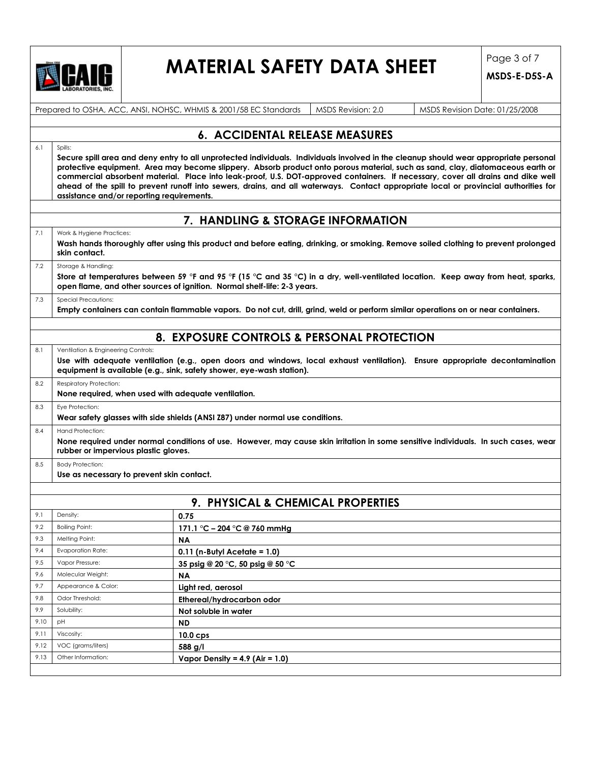## 6. ACCIDENTAL RELEASE MEASURES

6.1 Spills:

**Secure spill area and deny entry to all unprotected individuals. Individuals involved in the cleanup should wear appropriate personal protective equipment. Area may become slippery. Absorb product onto porous material, such as sand, clay, diatomaceous earth or commercial absorbent material. Place into leak-proof, U.S. DOT-approved containers. If necessary, cover all drains and dike well ahead of the spill to prevent runoff into sewers, drains, and all waterways. Contact appropriate local or provincial authorities for assistance and/or reporting requirements.**

## 7. HANDLING & STORAGE INFORMATION

7.1 Work & Hygiene Practices:

**Wash hands thoroughly after using this product and before eating, drinking, or smoking. Remove soiled clothing to prevent prolonged skin contact.**

7.2 Storage & Handling:

**Store at temperatures between 59 °F and 95 °F (15 °C and 35 °C) in a dry, well-ventilated location. Keep away from heat, sparks, open flame, and other sources of ignition. Normal shelf-life: 2-3 years.**

7.3 Special Precautions:

**Empty containers can contain flammable vapors. Do not cut, drill, grind, weld or perform similar operations on or near containers.**

## 8. EXPOSURE CONTROLS & PERSONAL PROTECTION

8.1 Ventilation & Engineering Controls:

**Use with adequate ventilation (e.g., open doors and windows, local exhaust ventilation). Ensure appropriate decontamination equipment is available (e.g., sink, safety shower, eye-wash station).**

8.2 Respiratory Protection:

**None required, when used with adequate ventilation.**

8.3 Eye Protection:

**Wear safety glasses with side shields (ANSI Z87) under normal use conditions.**

8.4 Hand Protection:

**None required under normal conditions of use. However, may cause skin irritation in some sensitive individuals. In such cases, wear rubber or impervious plastic gloves.**

8.5 Body Protection:

**Use as necessary to prevent skin contact.**

## 9. PHYSICAL & CHEMICAL PROPERTIES

| | Property | Value |
|---|---|---|
| 9.1 | Density: | **0.75** |
| 9.2 | Boiling Point: | **171.1 °C – 204 °C @ 760 mmHg** |
| 9.3 | Melting Point: | **NA** |
| 9.4 | Evaporation Rate: | **0.11 (n-Butyl Acetate = 1.0)** |
| 9.5 | Vapor Pressure: | **35 psig @ 20 °C, 50 psig @ 50 °C** |
| 9.6 | Molecular Weight: | **NA** |
| 9.7 | Appearance & Color: | **Light red, aerosol** |
| 9.8 | Odor Threshold: | **Ethereal/hydrocarbon odor** |
| 9.9 | Solubility: | **Not soluble in water** |
| 9.10 | pH | **ND** |
| 9.11 | Viscosity: | **10.0 cps** |
| 9.12 | VOC (grams/liters) | **588 g/l** |
| 9.13 | Other Information: | **Vapor Density = 4.9 (Air = 1.0)** |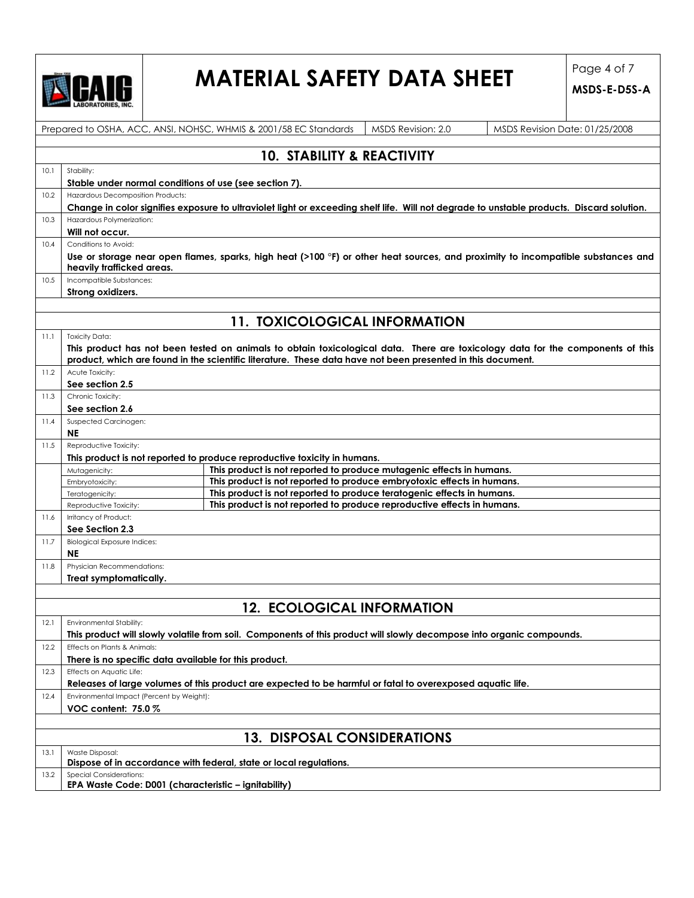## 10. STABILITY & REACTIVITY

| | | |
|---|---|---|
| 10.1 | Stability: | **Stable under normal conditions of use (see section 7).** |
| 10.2 | Hazardous Decomposition Products: | **Change in color signifies exposure to ultraviolet light or exceeding shelf life. Will not degrade to unstable products. Discard solution.** |
| 10.3 | Hazardous Polymerization: | **Will not occur.** |
| 10.4 | Conditions to Avoid: | **Use or storage near open flames, sparks, high heat (>100 °F) or other heat sources, and proximity to incompatible substances and heavily trafficked areas.** |
| 10.5 | Incompatible Substances: | **Strong oxidizers.** |

## 11. TOXICOLOGICAL INFORMATION

| | | |
|---|---|---|
| 11.1 | Toxicity Data: | **This product has not been tested on animals to obtain toxicological data. There are toxicology data for the components of this product, which are found in the scientific literature. These data have not been presented in this document.** |
| 11.2 | Acute Toxicity: | **See section 2.5** |
| 11.3 | Chronic Toxicity: | **See section 2.6** |
| 11.4 | Suspected Carcinogen: | **NE** |
| 11.5 | Reproductive Toxicity: | **This product is not reported to produce reproductive toxicity in humans.** |
| | Mutagenicity: | **This product is not reported to produce mutagenic effects in humans.** |
| | Embryotoxicity: | **This product is not reported to produce embryotoxic effects in humans.** |
| | Teratogenicity: | **This product is not reported to produce teratogenic effects in humans.** |
| | Reproductive Toxicity: | **This product is not reported to produce reproductive effects in humans.** |
| 11.6 | Irritancy of Product: | **See Section 2.3** |
| 11.7 | Biological Exposure Indices: | **NE** |
| 11.8 | Physician Recommendations: | **Treat symptomatically.** |

## 12. ECOLOGICAL INFORMATION

| | | |
|---|---|---|
| 12.1 | Environmental Stability: | **This product will slowly volatile from soil. Components of this product will slowly decompose into organic compounds.** |
| 12.2 | Effects on Plants & Animals: | **There is no specific data available for this product.** |
| 12.3 | Effects on Aquatic Life: | **Releases of large volumes of this product are expected to be harmful or fatal to overexposed aquatic life.** |
| 12.4 | Environmental Impact (Percent by Weight): | **VOC content: 75.0 %** |

## 13. DISPOSAL CONSIDERATIONS

| | | |
|---|---|---|
| 13.1 | Waste Disposal: | **Dispose of in accordance with federal, state or local regulations.** |
| 13.2 | Special Considerations: | **EPA Waste Code: D001 (characteristic – ignitability)** |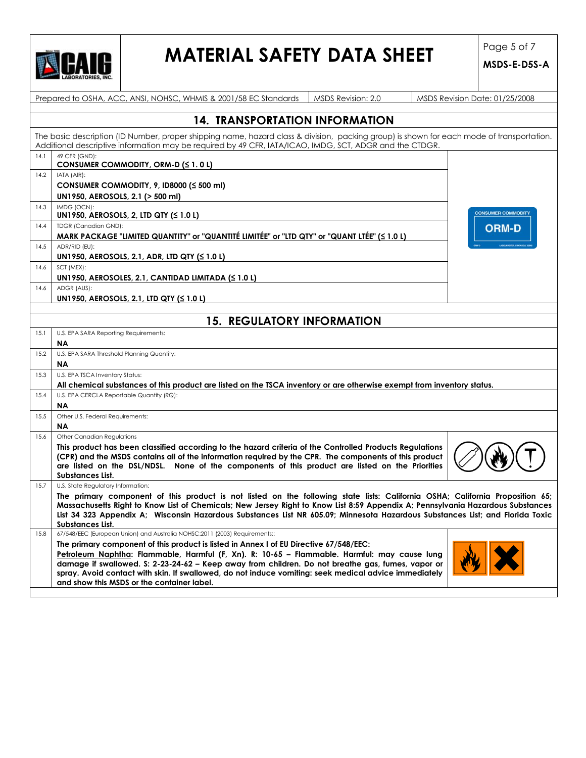Prepared to OSHA, ACC, ANSI, NOHSC, WHMIS & 2001/58 EC Standards | MSDS Revision: 2.0 | MSDS Revision Date: 01/25/2008

## 14. TRANSPORTATION INFORMATION

The basic description (ID Number, proper shipping name, hazard class & division, packing group) is shown for each mode of transportation. Additional descriptive information may be required by 49 CFR, IATA/ICAO, IMDG, SCT, ADGR and the CTDGR.

| | |
|---|---|
| 14.1 | 49 CFR (GND):<br>**CONSUMER COMMODITY, ORM-D (≤ 1. 0 L)** |
| 14.2 | IATA (AIR):<br>**CONSUMER COMMODITY, 9, ID8000 (≤ 500 ml)**<br>**UN1950, AEROSOLS, 2.1 (> 500 ml)** |
| 14.3 | IMDG (OCN):<br>**UN1950, AEROSOLS, 2, LTD QTY (≤ 1.0 L)** |
| 14.4 | TDGR (Canadian GND):<br>**MARK PACKAGE "LIMITED QUANTITY" or "QUANTITÉ LIMITÉE" or "LTD QTY" or "QUANT LTÉE" (≤ 1.0 L)** |
| 14.5 | ADR/RID (EU):<br>**UN1950, AEROSOLS, 2.1, ADR, LTD QTY (≤ 1.0 L)** |
| 14.6 | SCT (MEX):<br>**UN1950, AEROSOLES, 2.1, CANTIDAD LIMITADA (≤ 1.0 L)** |
| 14.6 | ADGR (AUS):<br>**UN1950, AEROSOLS, 2.1, LTD QTY (≤ 1.0 L)** |

CONSUMER COMMODITY
ORM-D

## 15. REGULATORY INFORMATION

| | |
|---|---|
| 15.1 | U.S. EPA SARA Reporting Requirements:<br>**NA** |
| 15.2 | U.S. EPA SARA Threshold Planning Quantity:<br>**NA** |
| 15.3 | U.S. EPA TSCA Inventory Status:<br>**All chemical substances of this product are listed on the TSCA inventory or are otherwise exempt from inventory status.** |
| 15.4 | U.S. EPA CERCLA Reportable Quantity (RQ):<br>**NA** |
| 15.5 | Other U.S. Federal Requirements:<br>**NA** |
| 15.6 | Other Canadian Regulations<br>**This product has been classified according to the hazard criteria of the Controlled Products Regulations (CPR) and the MSDS contains all of the information required by the CPR. The components of this product are listed on the DSL/NDSL. None of the components of this product are listed on the Priorities Substances List.** |
| 15.7 | U.S. State Regulatory Information:<br>**The primary component of this product is not listed on the following state lists: California OSHA; California Proposition 65; Massachusetts Right to Know List of Chemicals; New Jersey Right to Know List 8:59 Appendix A; Pennsylvania Hazardous Substances List 34 323 Appendix A; Wisconsin Hazardous Substances List NR 605.09; Minnesota Hazardous Substances List; and Florida Toxic Substances List.** |
| 15.8 | 67/548/EEC (European Union) and Australia NOHSC:2011 (2003) Requirements::<br>**The primary component of this product is listed in Annex I of EU Directive 67/548/EEC:**<br>**Petroleum Naphtha: Flammable, Harmful (F, Xn). R: 10-65 – Flammable. Harmful: may cause lung damage if swallowed. S: 2-23-24-62 – Keep away from children. Do not breathe gas, fumes, vapor or spray. Avoid contact with skin. If swallowed, do not induce vomiting: seek medical advice immediately and show this MSDS or the container label.** |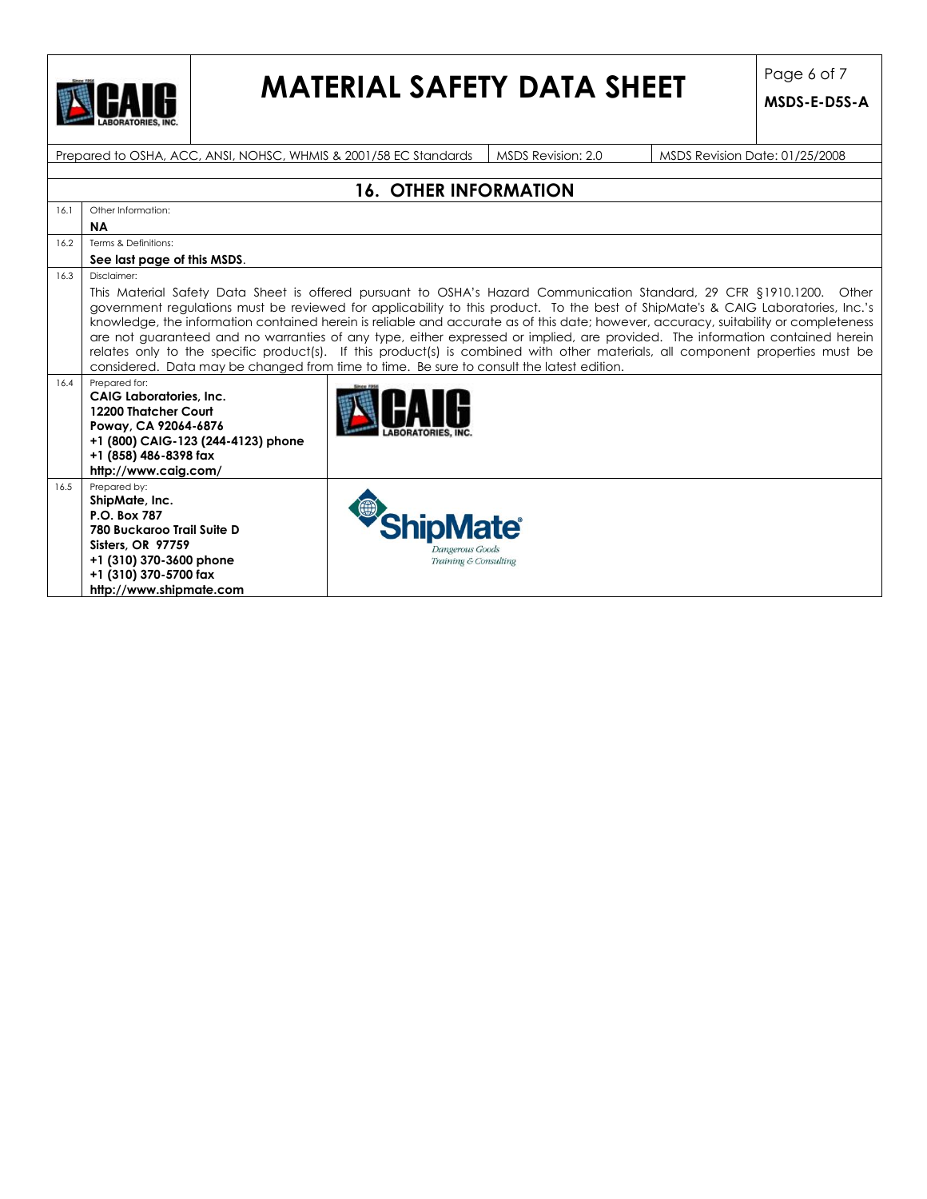## 16. OTHER INFORMATION

| | | |
|---|---|---|
| 16.1 | Other Information:<br>**NA** | |
| 16.2 | Terms & Definitions:<br>**See last page of this MSDS**. | |
| 16.3 | Disclaimer:<br>This Material Safety Data Sheet is offered pursuant to OSHA's Hazard Communication Standard, 29 CFR §1910.1200. Other government regulations must be reviewed for applicability to this product. To the best of ShipMate's & CAIG Laboratories, Inc.'s knowledge, the information contained herein is reliable and accurate as of this date; however, accuracy, suitability or completeness are not guaranteed and no warranties of any type, either expressed or implied, are provided. The information contained herein relates only to the specific product(s). If this product(s) is combined with other materials, all component properties must be considered. Data may be changed from time to time. Be sure to consult the latest edition. | |
| 16.4 | Prepared for:<br>**CAIG Laboratories, Inc.**<br>**12200 Thatcher Court**<br>**Poway, CA 92064-6876**<br>**+1 (800) CAIG-123 (244-4123) phone**<br>**+1 (858) 486-8398 fax**<br>**http://www.caig.com/** | |
| 16.5 | Prepared by:<br>**ShipMate, Inc.**<br>**P.O. Box 787**<br>**780 Buckaroo Trail Suite D**<br>**Sisters, OR 97759**<br>**+1 (310) 370-3600 phone**<br>**+1 (310) 370-5700 fax**<br>**http://www.shipmate.com** | ShipMate® Dangerous Goods Training & Consulting |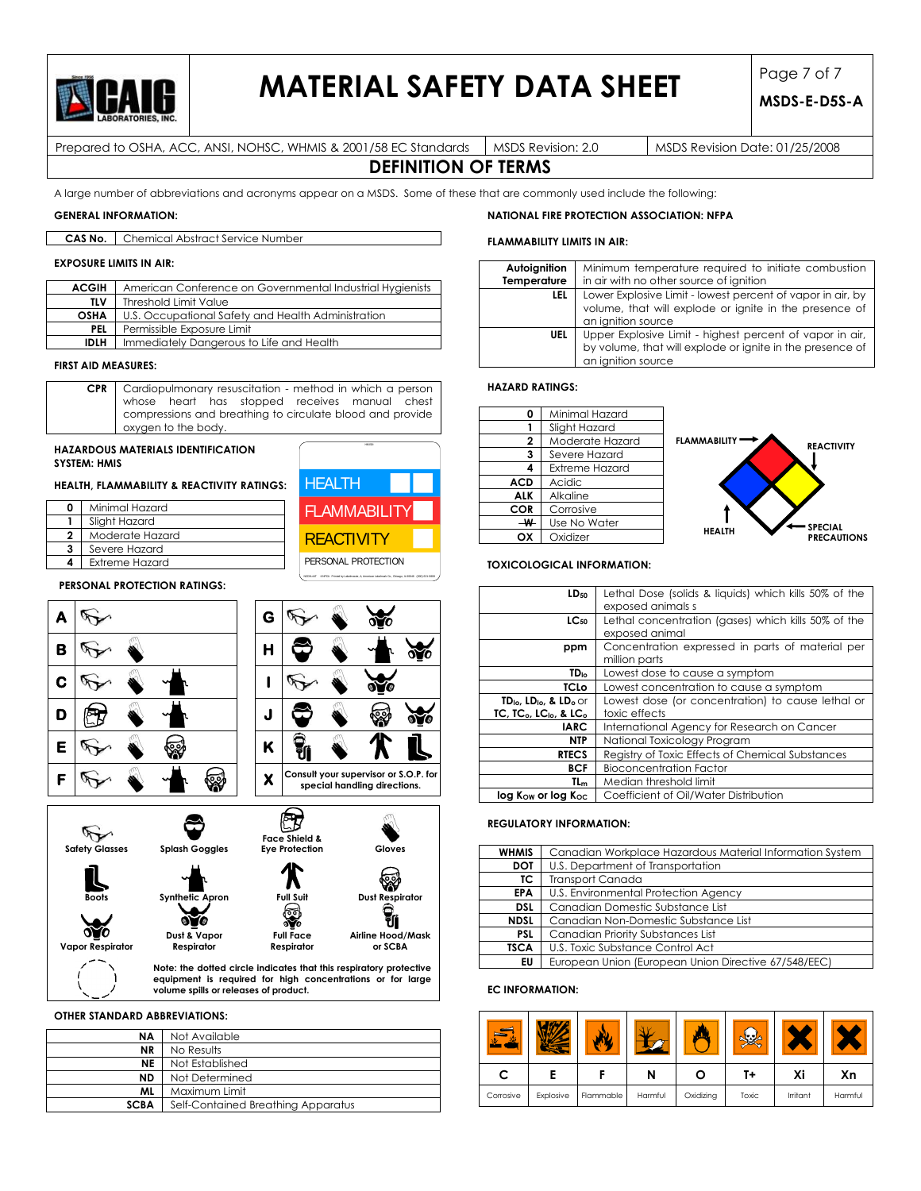# MATERIAL SAFETY DATA SHEET

MSDS-E-D5S-A

Prepared to OSHA, ACC, ANSI, NOHSC, WHMIS & 2001/58 EC Standards | MSDS Revision: 2.0 | MSDS Revision Date: 01/25/2008

## DEFINITION OF TERMS

A large number of abbreviations and acronyms appear on a MSDS. Some of these that are commonly used include the following:

### GENERAL INFORMATION:

| | |
|---|---|
| **CAS No.** | Chemical Abstract Service Number |

### EXPOSURE LIMITS IN AIR:

| | |
|---|---|
| **ACGIH** | American Conference on Governmental Industrial Hygienists |
| **TLV** | Threshold Limit Value |
| **OSHA** | U.S. Occupational Safety and Health Administration |
| **PEL** | Permissible Exposure Limit |
| **IDLH** | Immediately Dangerous to Life and Health |

### FIRST AID MEASURES:

| | |
|---|---|
| **CPR** | Cardiopulmonary resuscitation - method in which a person whose heart has stopped receives manual chest compressions and breathing to circulate blood and provide oxygen to the body. |

### HAZARDOUS MATERIALS IDENTIFICATION SYSTEM: HMIS

### HEALTH, FLAMMABILITY & REACTIVITY RATINGS:

| | |
|---|---|
| **0** | Minimal Hazard |
| **1** | Slight Hazard |
| **2** | Moderate Hazard |
| **3** | Severe Hazard |
| **4** | Extreme Hazard |

HEALTH

FLAMMABILITY

REACTIVITY

PERSONAL PROTECTION

### PERSONAL PROTECTION RATINGS:

| | |
|---|---|
| **A** | Safety Glasses |
| **B** | Safety Glasses, Gloves |
| **C** | Safety Glasses, Gloves, Synthetic Apron |
| **D** | Face Shield & Eye Protection, Gloves, Synthetic Apron |
| **E** | Safety Glasses, Gloves, Dust Respirator |
| **F** | Safety Glasses, Gloves, Synthetic Apron, Dust Respirator |
| **G** | Safety Glasses, Gloves, Vapor Respirator |
| **H** | Splash Goggles, Gloves, Synthetic Apron, Vapor Respirator |
| **I** | Safety Glasses, Gloves, Dust & Vapor Respirator |
| **J** | Splash Goggles, Gloves, Dust Respirator, Vapor Respirator |
| **K** | Airline Hood/Mask or SCBA, Gloves, Full Suit, Boots |
| **X** | Consult your supervisor or S.O.P. for special handling directions. |

Safety Glasses | Splash Goggles | Face Shield & Eye Protection | Gloves | Boots | Synthetic Apron | Full Suit | Dust Respirator | Vapor Respirator | Dust & Vapor Respirator | Full Face Respirator | Airline Hood/Mask or SCBA

Note: the dotted circle indicates that this respiratory protective equipment is required for high concentrations or for large volume spills or releases of product.

### OTHER STANDARD ABBREVIATIONS:

| | |
|---|---|
| **NA** | Not Available |
| **NR** | No Results |
| **NE** | Not Established |
| **ND** | Not Determined |
| **ML** | Maximum Limit |
| **SCBA** | Self-Contained Breathing Apparatus |

### NATIONAL FIRE PROTECTION ASSOCIATION: NFPA

### FLAMMABILITY LIMITS IN AIR:

| | |
|---|---|
| **Autoignition Temperature** | Minimum temperature required to initiate combustion in air with no other source of ignition |
| **LEL** | Lower Explosive Limit - lowest percent of vapor in air, by volume, that will explode or ignite in the presence of an ignition source |
| **UEL** | Upper Explosive Limit - highest percent of vapor in air, by volume, that will explode or ignite in the presence of an ignition source |

### HAZARD RATINGS:

| | |
|---|---|
| **0** | Minimal Hazard |
| **1** | Slight Hazard |
| **2** | Moderate Hazard |
| **3** | Severe Hazard |
| **4** | Extreme Hazard |
| **ACD** | Acidic |
| **ALK** | Alkaline |
| **COR** | Corrosive |
| **~~W~~** | Use No Water |
| **OX** | Oxidizer |

FLAMMABILITY

REACTIVITY

HEALTH

SPECIAL PRECAUTIONS

### TOXICOLOGICAL INFORMATION:

| | |
|---|---|
| **$LD_{50}$** | Lethal Dose (solids & liquids) which kills 50% of the exposed animals s |
| **$LC_{50}$** | Lethal concentration (gases) which kills 50% of the exposed animal |
| **ppm** | Concentration expressed in parts of material per million parts |
| **$TD_{lo}$** | Lowest dose to cause a symptom |
| **TCLo** | Lowest concentration to cause a symptom |
| **$TD_{lo}$, $LD_{lo}$, & $LD_o$ or TC, $TC_o$, $LC_{lo}$, & $LC_o$** | Lowest dose (or concentration) to cause lethal or toxic effects |
| **IARC** | International Agency for Research on Cancer |
| **NTP** | National Toxicology Program |
| **RTECS** | Registry of Toxic Effects of Chemical Substances |
| **BCF** | Bioconcentration Factor |
| **$TL_m$** | Median threshold limit |
| **log $K_{OW}$ or log $K_{OC}$** | Coefficient of Oil/Water Distribution |

### REGULATORY INFORMATION:

| | |
|---|---|
| **WHMIS** | Canadian Workplace Hazardous Material Information System |
| **DOT** | U.S. Department of Transportation |
| **TC** | Transport Canada |
| **EPA** | U.S. Environmental Protection Agency |
| **DSL** | Canadian Domestic Substance List |
| **NDSL** | Canadian Non-Domestic Substance List |
| **PSL** | Canadian Priority Substances List |
| **TSCA** | U.S. Toxic Substance Control Act |
| **EU** | European Union (European Union Directive 67/548/EEC) |

### EC INFORMATION:

| C | E | F | N | O | T+ | Xi | Xn |
|---|---|---|---|---|---|---|---|
| Corrosive | Explosive | Flammable | Harmful | Oxidizing | Toxic | Irritant | Harmful |